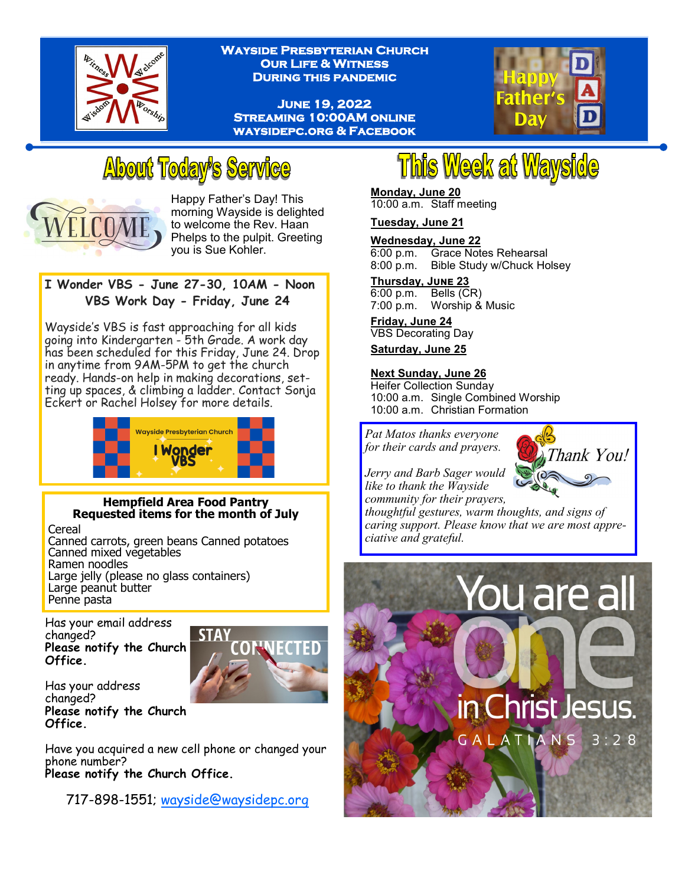# Wayside Presbyterian Church
## Our Life & Witness During this Pandemic

**June 19, 2022**
**Streaming 10:00AM online**
**waysidepc.org & Facebook**

Happy Father's Day

## About Today's Service

Happy Father's Day! This morning Wayside is delighted to welcome the Rev. Haan Phelps to the pulpit. Greeting you is Sue Kohler.

### I Wonder VBS - June 27-30, 10AM - Noon
### VBS Work Day - Friday, June 24

Wayside's VBS is fast approaching for all kids going into Kindergarten - 5th Grade. A work day has been scheduled for this Friday, June 24. Drop in anytime from 9AM-5PM to get the church ready. Hands-on help in making decorations, setting up spaces, & climbing a ladder. Contact Sonja Eckert or Rachel Holsey for more details.

### Hempfield Area Food Pantry
### Requested items for the month of July

Cereal
Canned carrots, green beans Canned potatoes
Canned mixed vegetables
Ramen noodles
Large jelly (please no glass containers)
Large peanut butter
Penne pasta

Has your email address changed?
**Please notify the Church Office.**

Has your address changed?
**Please notify the Church Office.**

Have you acquired a new cell phone or changed your phone number?
**Please notify the Church Office.**

717-898-1551; wayside@waysidepc.org

## This Week at Wayside

**Monday, June 20**
10:00 a.m. Staff meeting

**Tuesday, June 21**

**Wednesday, June 22**
6:00 p.m. Grace Notes Rehearsal
8:00 p.m. Bible Study w/Chuck Holsey

**Thursday, June 23**
6:00 p.m. Bells (CR)
7:00 p.m. Worship & Music

**Friday, June 24**
VBS Decorating Day

**Saturday, June 25**

**Next Sunday, June 26**
Heifer Collection Sunday
10:00 a.m. Single Combined Worship
10:00 a.m. Christian Formation

*Pat Matos thanks everyone for their cards and prayers.*

*Jerry and Barb Sager would like to thank the Wayside community for their prayers, thoughtful gestures, warm thoughts, and signs of caring support. Please know that we are most appreciative and grateful.*

Thank You!

You are all one in Christ Jesus.
GALATIANS 3:28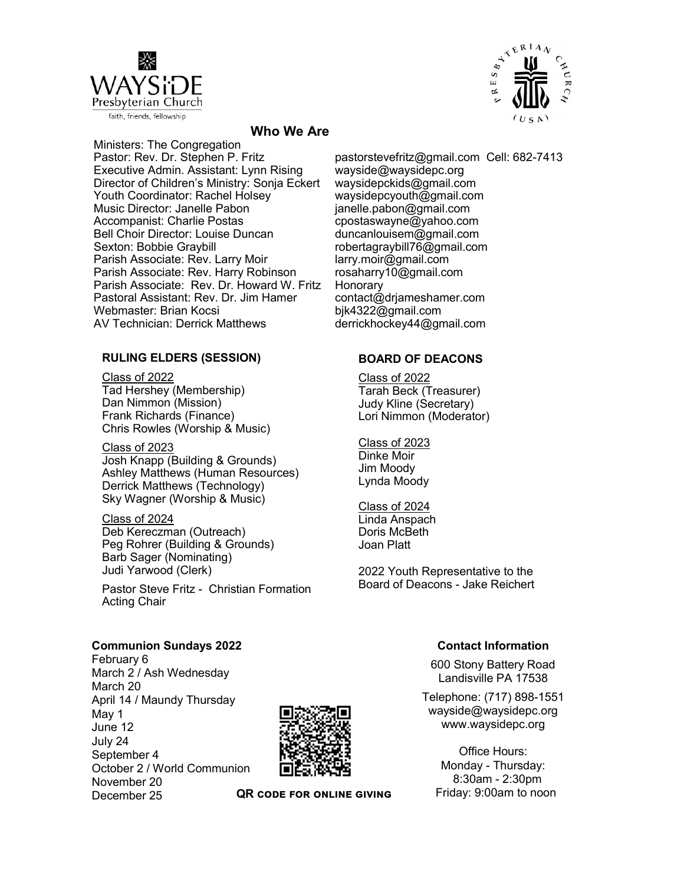## Who We Are

Ministers: The Congregation

| | |
|---|---|
| Pastor: Rev. Dr. Stephen P. Fritz | pastorstevefritz@gmail.com Cell: 682-7413 |
| Executive Admin. Assistant: Lynn Rising | wayside@waysidepc.org |
| Director of Children's Ministry: Sonja Eckert | waysidepckids@gmail.com |
| Youth Coordinator: Rachel Holsey | waysidepcyouth@gmail.com |
| Music Director: Janelle Pabon | janelle.pabon@gmail.com |
| Accompanist: Charlie Postas | cpostaswayne@yahoo.com |
| Bell Choir Director: Louise Duncan | duncanlouisem@gmail.com |
| Sexton: Bobbie Graybill | robertagraybill76@gmail.com |
| Parish Associate: Rev. Larry Moir | larry.moir@gmail.com |
| Parish Associate: Rev. Harry Robinson | rosaharry10@gmail.com |
| Parish Associate: Rev. Dr. Howard W. Fritz | Honorary |
| Pastoral Assistant: Rev. Dr. Jim Hamer | contact@drjameshamer.com |
| Webmaster: Brian Kocsi | bjk4322@gmail.com |
| AV Technician: Derrick Matthews | derrickhockey44@gmail.com |

### RULING ELDERS (SESSION)

Class of 2022
Tad Hershey (Membership)
Dan Nimmon (Mission)
Frank Richards (Finance)
Chris Rowles (Worship & Music)

Class of 2023
Josh Knapp (Building & Grounds)
Ashley Matthews (Human Resources)
Derrick Matthews (Technology)
Sky Wagner (Worship & Music)

Class of 2024
Deb Kereczman (Outreach)
Peg Rohrer (Building & Grounds)
Barb Sager (Nominating)
Judi Yarwood (Clerk)

Pastor Steve Fritz - Christian Formation Acting Chair

### BOARD OF DEACONS

Class of 2022
Tarah Beck (Treasurer)
Judy Kline (Secretary)
Lori Nimmon (Moderator)

Class of 2023
Dinke Moir
Jim Moody
Lynda Moody

Class of 2024
Linda Anspach
Doris McBeth
Joan Platt

2022 Youth Representative to the Board of Deacons - Jake Reichert

### Communion Sundays 2022

February 6
March 2 / Ash Wednesday
March 20
April 14 / Maundy Thursday
May 1
June 12
July 24
September 4
October 2 / World Communion
November 20
December 25

**QR CODE FOR ONLINE GIVING**

### Contact Information

600 Stony Battery Road
Landisville PA 17538

Telephone: (717) 898-1551
wayside@waysidepc.org
www.waysidepc.org

Office Hours:
Monday - Thursday:
8:30am - 2:30pm
Friday: 9:00am to noon